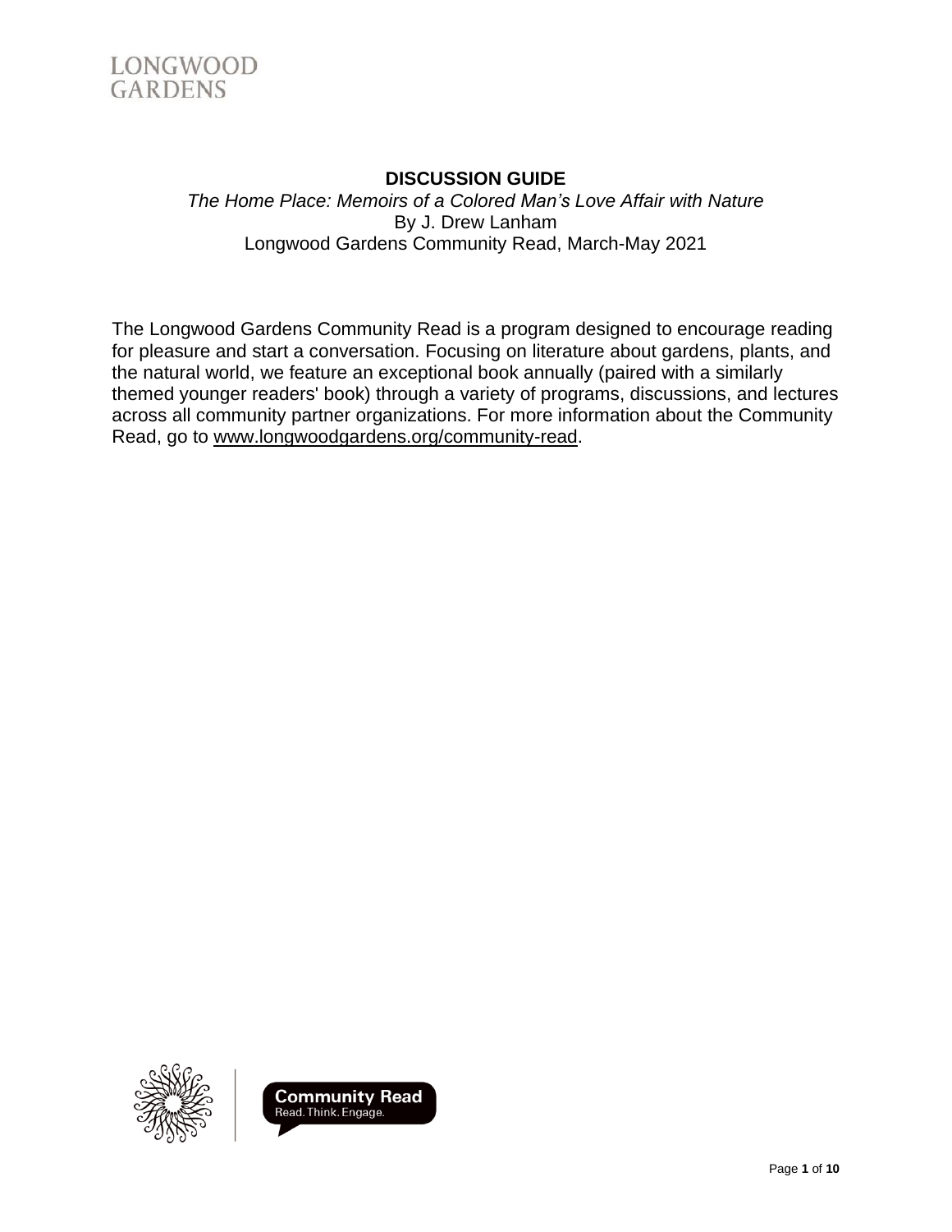LONGWOOD GARDENS

**DISCUSSION GUIDE**

*The Home Place: Memoirs of a Colored Man's Love Affair with Nature*
By J. Drew Lanham
Longwood Gardens Community Read, March-May 2021

The Longwood Gardens Community Read is a program designed to encourage reading for pleasure and start a conversation. Focusing on literature about gardens, plants, and the natural world, we feature an exceptional book annually (paired with a similarly themed younger readers' book) through a variety of programs, discussions, and lectures across all community partner organizations. For more information about the Community Read, go to www.longwoodgardens.org/community-read.

**Community Read**
Read. Think. Engage.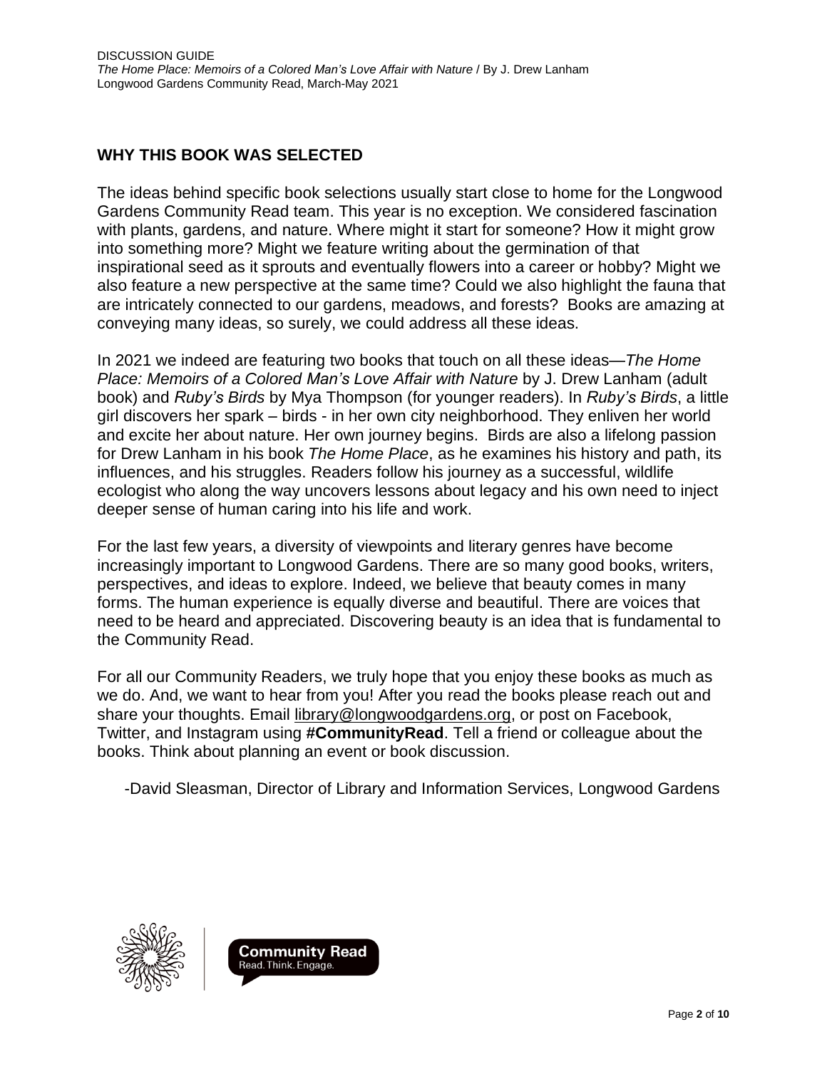## WHY THIS BOOK WAS SELECTED

The ideas behind specific book selections usually start close to home for the Longwood Gardens Community Read team. This year is no exception. We considered fascination with plants, gardens, and nature. Where might it start for someone? How it might grow into something more? Might we feature writing about the germination of that inspirational seed as it sprouts and eventually flowers into a career or hobby? Might we also feature a new perspective at the same time? Could we also highlight the fauna that are intricately connected to our gardens, meadows, and forests? Books are amazing at conveying many ideas, so surely, we could address all these ideas.

In 2021 we indeed are featuring two books that touch on all these ideas—*The Home Place: Memoirs of a Colored Man's Love Affair with Nature* by J. Drew Lanham (adult book) and *Ruby's Birds* by Mya Thompson (for younger readers). In *Ruby's Birds*, a little girl discovers her spark – birds - in her own city neighborhood. They enliven her world and excite her about nature. Her own journey begins. Birds are also a lifelong passion for Drew Lanham in his book *The Home Place*, as he examines his history and path, its influences, and his struggles. Readers follow his journey as a successful, wildlife ecologist who along the way uncovers lessons about legacy and his own need to inject deeper sense of human caring into his life and work.

For the last few years, a diversity of viewpoints and literary genres have become increasingly important to Longwood Gardens. There are so many good books, writers, perspectives, and ideas to explore. Indeed, we believe that beauty comes in many forms. The human experience is equally diverse and beautiful. There are voices that need to be heard and appreciated. Discovering beauty is an idea that is fundamental to the Community Read.

For all our Community Readers, we truly hope that you enjoy these books as much as we do. And, we want to hear from you! After you read the books please reach out and share your thoughts. Email library@longwoodgardens.org, or post on Facebook, Twitter, and Instagram using **#CommunityRead**. Tell a friend or colleague about the books. Think about planning an event or book discussion.

-David Sleasman, Director of Library and Information Services, Longwood Gardens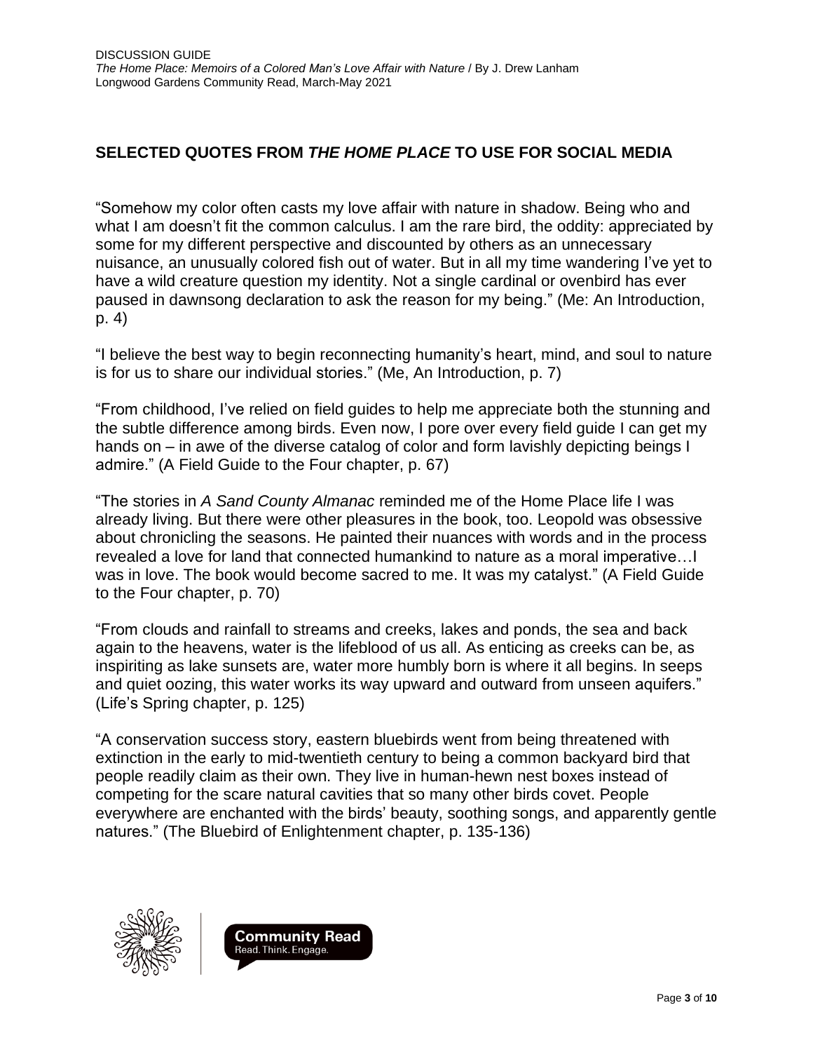## SELECTED QUOTES FROM *THE HOME PLACE* TO USE FOR SOCIAL MEDIA

"Somehow my color often casts my love affair with nature in shadow. Being who and what I am doesn't fit the common calculus. I am the rare bird, the oddity: appreciated by some for my different perspective and discounted by others as an unnecessary nuisance, an unusually colored fish out of water. But in all my time wandering I've yet to have a wild creature question my identity. Not a single cardinal or ovenbird has ever paused in dawnsong declaration to ask the reason for my being." (Me: An Introduction, p. 4)

"I believe the best way to begin reconnecting humanity's heart, mind, and soul to nature is for us to share our individual stories." (Me, An Introduction, p. 7)

"From childhood, I've relied on field guides to help me appreciate both the stunning and the subtle difference among birds. Even now, I pore over every field guide I can get my hands on – in awe of the diverse catalog of color and form lavishly depicting beings I admire." (A Field Guide to the Four chapter, p. 67)

"The stories in *A Sand County Almanac* reminded me of the Home Place life I was already living. But there were other pleasures in the book, too. Leopold was obsessive about chronicling the seasons. He painted their nuances with words and in the process revealed a love for land that connected humankind to nature as a moral imperative…I was in love. The book would become sacred to me. It was my catalyst." (A Field Guide to the Four chapter, p. 70)

"From clouds and rainfall to streams and creeks, lakes and ponds, the sea and back again to the heavens, water is the lifeblood of us all. As enticing as creeks can be, as inspiriting as lake sunsets are, water more humbly born is where it all begins. In seeps and quiet oozing, this water works its way upward and outward from unseen aquifers." (Life's Spring chapter, p. 125)

"A conservation success story, eastern bluebirds went from being threatened with extinction in the early to mid-twentieth century to being a common backyard bird that people readily claim as their own. They live in human-hewn nest boxes instead of competing for the scare natural cavities that so many other birds covet. People everywhere are enchanted with the birds' beauty, soothing songs, and apparently gentle natures." (The Bluebird of Enlightenment chapter, p. 135-136)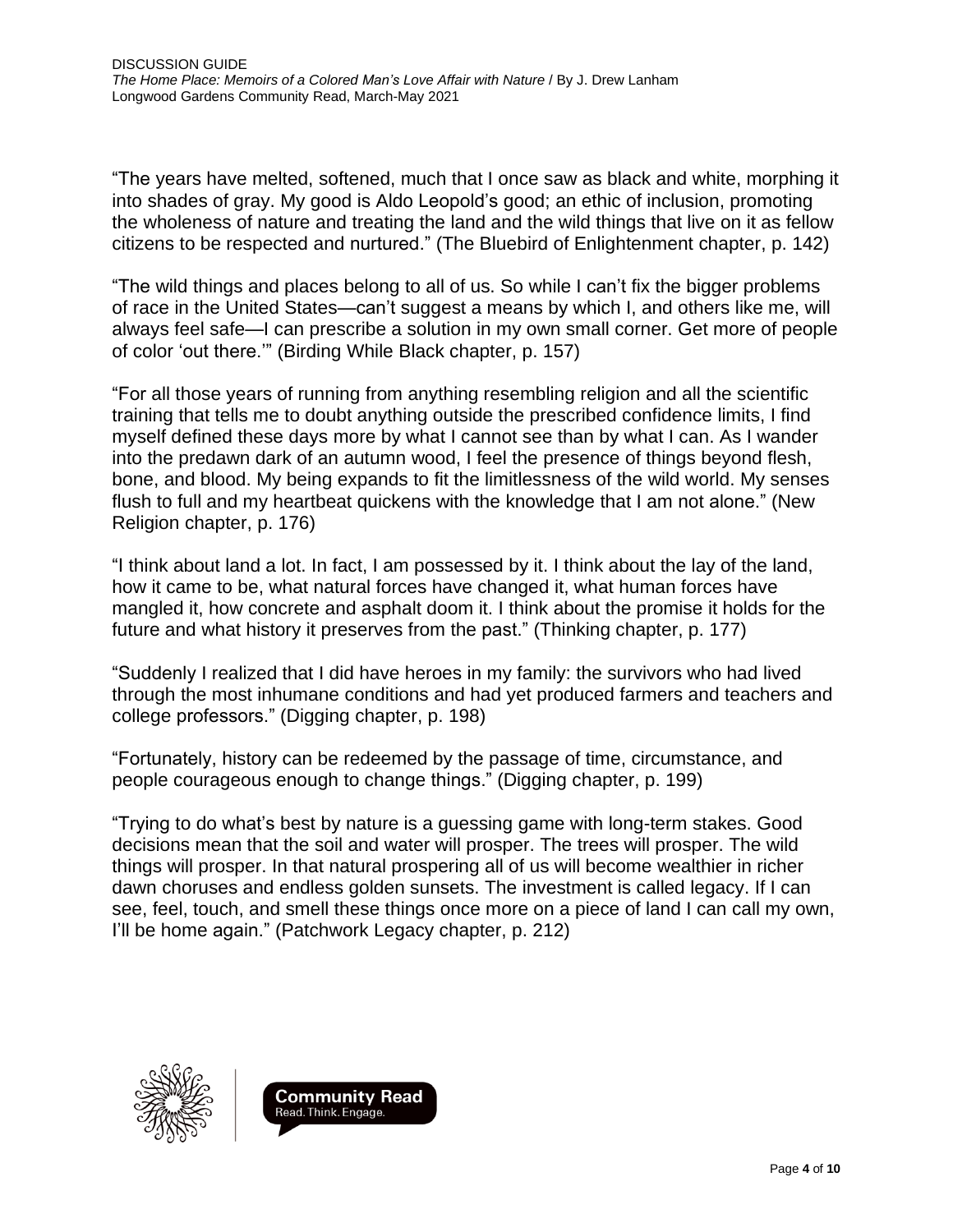"The years have melted, softened, much that I once saw as black and white, morphing it into shades of gray. My good is Aldo Leopold's good; an ethic of inclusion, promoting the wholeness of nature and treating the land and the wild things that live on it as fellow citizens to be respected and nurtured." (The Bluebird of Enlightenment chapter, p. 142)

"The wild things and places belong to all of us. So while I can't fix the bigger problems of race in the United States—can't suggest a means by which I, and others like me, will always feel safe—I can prescribe a solution in my own small corner. Get more of people of color 'out there.'" (Birding While Black chapter, p. 157)

"For all those years of running from anything resembling religion and all the scientific training that tells me to doubt anything outside the prescribed confidence limits, I find myself defined these days more by what I cannot see than by what I can. As I wander into the predawn dark of an autumn wood, I feel the presence of things beyond flesh, bone, and blood. My being expands to fit the limitlessness of the wild world. My senses flush to full and my heartbeat quickens with the knowledge that I am not alone." (New Religion chapter, p. 176)

"I think about land a lot. In fact, I am possessed by it. I think about the lay of the land, how it came to be, what natural forces have changed it, what human forces have mangled it, how concrete and asphalt doom it. I think about the promise it holds for the future and what history it preserves from the past." (Thinking chapter, p. 177)

"Suddenly I realized that I did have heroes in my family: the survivors who had lived through the most inhumane conditions and had yet produced farmers and teachers and college professors." (Digging chapter, p. 198)

"Fortunately, history can be redeemed by the passage of time, circumstance, and people courageous enough to change things." (Digging chapter, p. 199)

"Trying to do what's best by nature is a guessing game with long-term stakes. Good decisions mean that the soil and water will prosper. The trees will prosper. The wild things will prosper. In that natural prospering all of us will become wealthier in richer dawn choruses and endless golden sunsets. The investment is called legacy. If I can see, feel, touch, and smell these things once more on a piece of land I can call my own, I'll be home again." (Patchwork Legacy chapter, p. 212)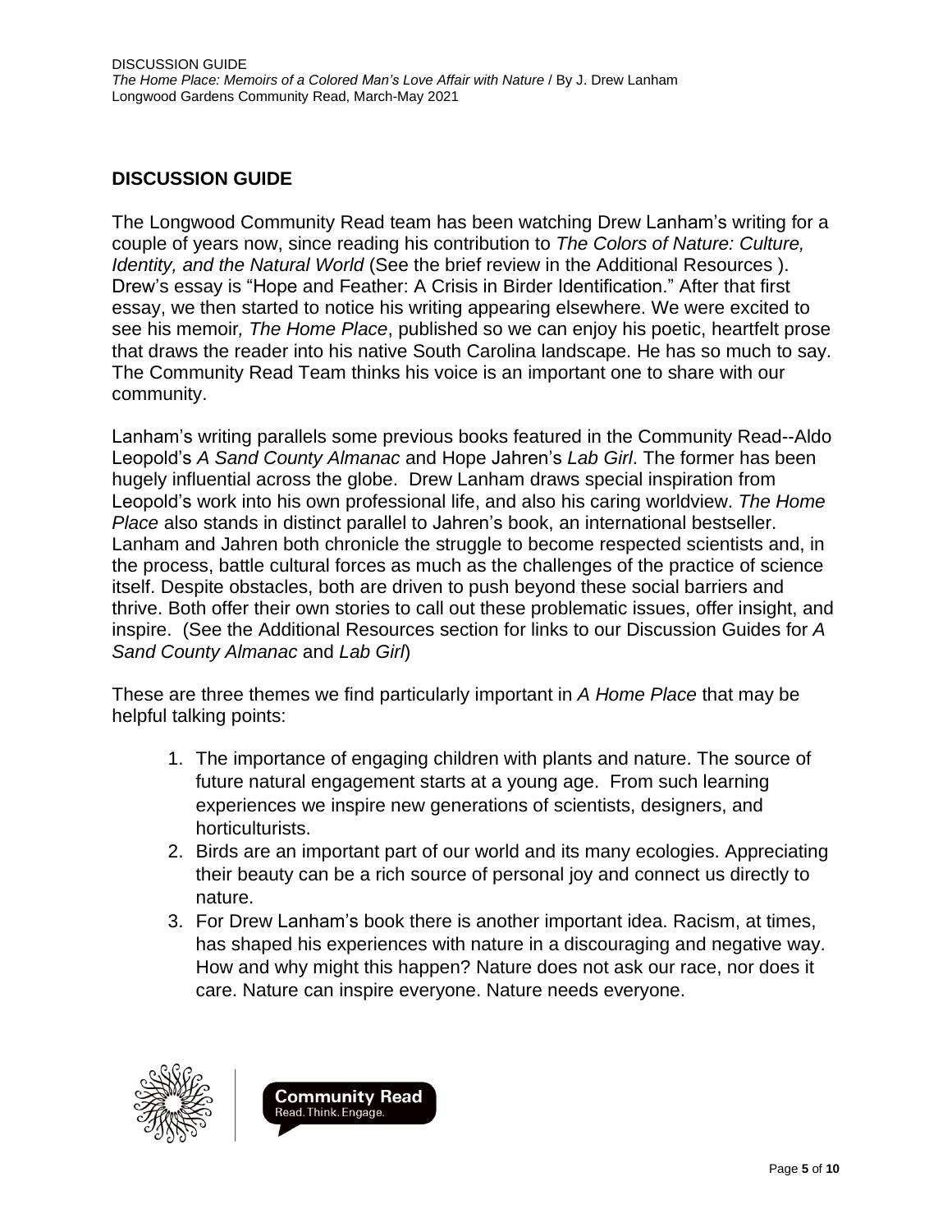## DISCUSSION GUIDE

The Longwood Community Read team has been watching Drew Lanham's writing for a couple of years now, since reading his contribution to *The Colors of Nature: Culture, Identity, and the Natural World* (See the brief review in the Additional Resources ). Drew's essay is "Hope and Feather: A Crisis in Birder Identification." After that first essay, we then started to notice his writing appearing elsewhere. We were excited to see his memoir*, The Home Place*, published so we can enjoy his poetic, heartfelt prose that draws the reader into his native South Carolina landscape. He has so much to say. The Community Read Team thinks his voice is an important one to share with our community.

Lanham's writing parallels some previous books featured in the Community Read--Aldo Leopold's *A Sand County Almanac* and Hope Jahren's *Lab Girl*. The former has been hugely influential across the globe. Drew Lanham draws special inspiration from Leopold's work into his own professional life, and also his caring worldview. *The Home Place* also stands in distinct parallel to Jahren's book, an international bestseller. Lanham and Jahren both chronicle the struggle to become respected scientists and, in the process, battle cultural forces as much as the challenges of the practice of science itself. Despite obstacles, both are driven to push beyond these social barriers and thrive. Both offer their own stories to call out these problematic issues, offer insight, and inspire. (See the Additional Resources section for links to our Discussion Guides for *A Sand County Almanac* and *Lab Girl*)

These are three themes we find particularly important in *A Home Place* that may be helpful talking points:

1. The importance of engaging children with plants and nature. The source of future natural engagement starts at a young age. From such learning experiences we inspire new generations of scientists, designers, and horticulturists.
2. Birds are an important part of our world and its many ecologies. Appreciating their beauty can be a rich source of personal joy and connect us directly to nature.
3. For Drew Lanham's book there is another important idea. Racism, at times, has shaped his experiences with nature in a discouraging and negative way. How and why might this happen? Nature does not ask our race, nor does it care. Nature can inspire everyone. Nature needs everyone.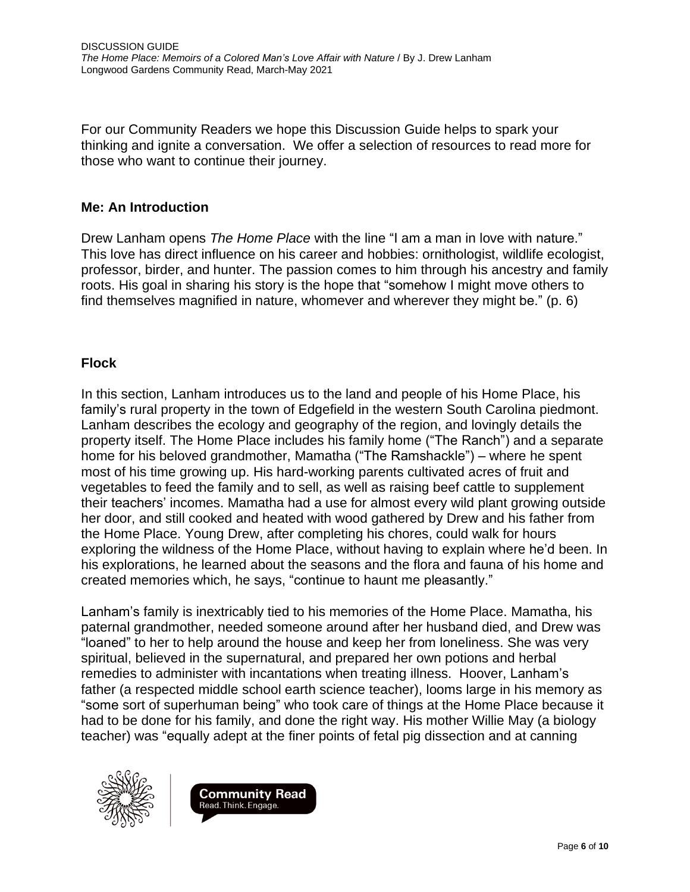For our Community Readers we hope this Discussion Guide helps to spark your thinking and ignite a conversation. We offer a selection of resources to read more for those who want to continue their journey.

## Me: An Introduction

Drew Lanham opens *The Home Place* with the line "I am a man in love with nature." This love has direct influence on his career and hobbies: ornithologist, wildlife ecologist, professor, birder, and hunter. The passion comes to him through his ancestry and family roots. His goal in sharing his story is the hope that "somehow I might move others to find themselves magnified in nature, whomever and wherever they might be." (p. 6)

## Flock

In this section, Lanham introduces us to the land and people of his Home Place, his family's rural property in the town of Edgefield in the western South Carolina piedmont. Lanham describes the ecology and geography of the region, and lovingly details the property itself. The Home Place includes his family home ("The Ranch") and a separate home for his beloved grandmother, Mamatha ("The Ramshackle") – where he spent most of his time growing up. His hard-working parents cultivated acres of fruit and vegetables to feed the family and to sell, as well as raising beef cattle to supplement their teachers' incomes. Mamatha had a use for almost every wild plant growing outside her door, and still cooked and heated with wood gathered by Drew and his father from the Home Place. Young Drew, after completing his chores, could walk for hours exploring the wildness of the Home Place, without having to explain where he'd been. In his explorations, he learned about the seasons and the flora and fauna of his home and created memories which, he says, "continue to haunt me pleasantly."

Lanham's family is inextricably tied to his memories of the Home Place. Mamatha, his paternal grandmother, needed someone around after her husband died, and Drew was "loaned" to her to help around the house and keep her from loneliness. She was very spiritual, believed in the supernatural, and prepared her own potions and herbal remedies to administer with incantations when treating illness. Hoover, Lanham's father (a respected middle school earth science teacher), looms large in his memory as "some sort of superhuman being" who took care of things at the Home Place because it had to be done for his family, and done the right way. His mother Willie May (a biology teacher) was "equally adept at the finer points of fetal pig dissection and at canning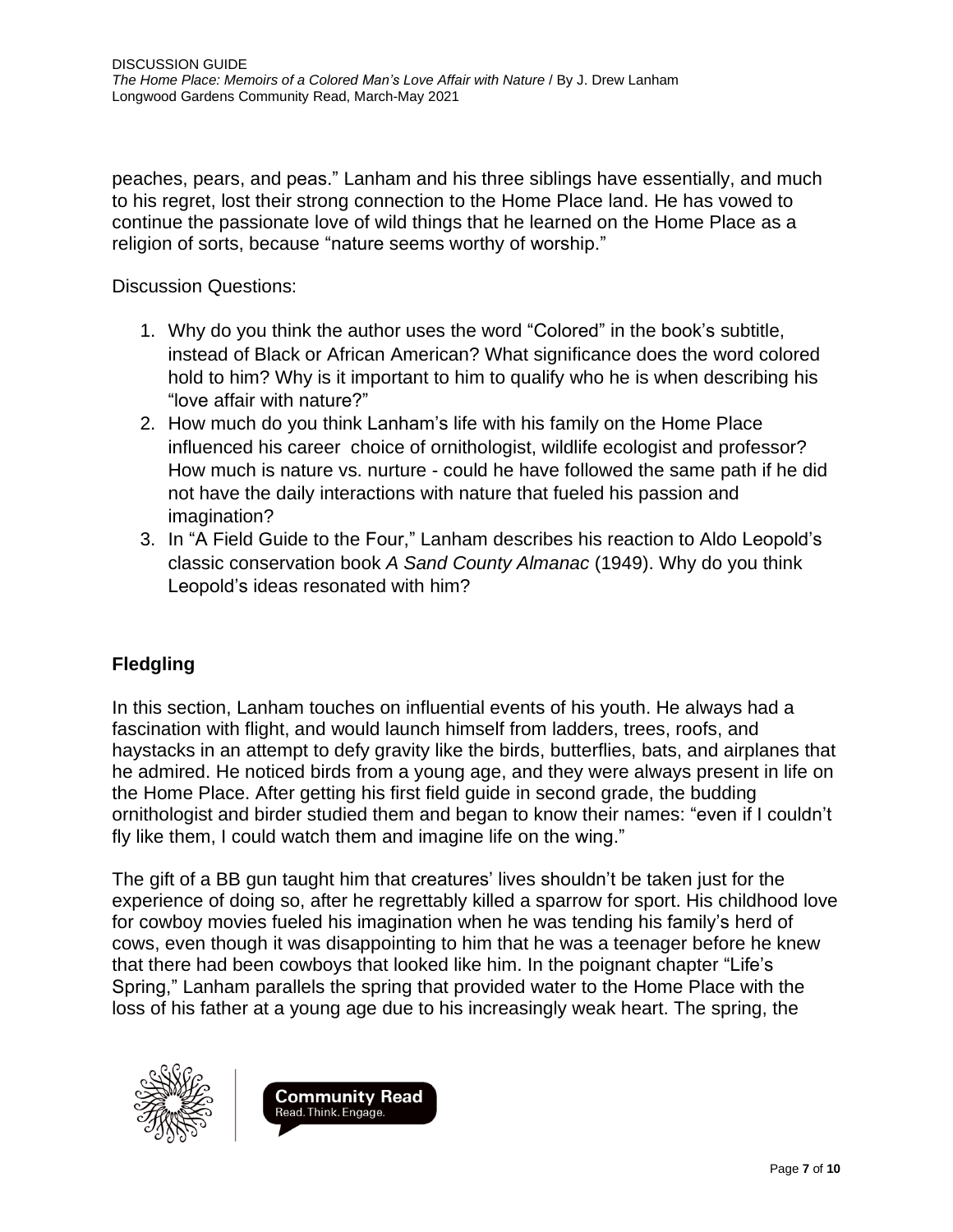peaches, pears, and peas." Lanham and his three siblings have essentially, and much to his regret, lost their strong connection to the Home Place land. He has vowed to continue the passionate love of wild things that he learned on the Home Place as a religion of sorts, because "nature seems worthy of worship."

Discussion Questions:

1. Why do you think the author uses the word "Colored" in the book's subtitle, instead of Black or African American? What significance does the word colored hold to him? Why is it important to him to qualify who he is when describing his "love affair with nature?"
2. How much do you think Lanham's life with his family on the Home Place influenced his career choice of ornithologist, wildlife ecologist and professor? How much is nature vs. nurture - could he have followed the same path if he did not have the daily interactions with nature that fueled his passion and imagination?
3. In "A Field Guide to the Four," Lanham describes his reaction to Aldo Leopold's classic conservation book *A Sand County Almanac* (1949). Why do you think Leopold's ideas resonated with him?

## Fledgling

In this section, Lanham touches on influential events of his youth. He always had a fascination with flight, and would launch himself from ladders, trees, roofs, and haystacks in an attempt to defy gravity like the birds, butterflies, bats, and airplanes that he admired. He noticed birds from a young age, and they were always present in life on the Home Place. After getting his first field guide in second grade, the budding ornithologist and birder studied them and began to know their names: "even if I couldn't fly like them, I could watch them and imagine life on the wing."

The gift of a BB gun taught him that creatures' lives shouldn't be taken just for the experience of doing so, after he regrettably killed a sparrow for sport. His childhood love for cowboy movies fueled his imagination when he was tending his family's herd of cows, even though it was disappointing to him that he was a teenager before he knew that there had been cowboys that looked like him. In the poignant chapter "Life's Spring," Lanham parallels the spring that provided water to the Home Place with the loss of his father at a young age due to his increasingly weak heart. The spring, the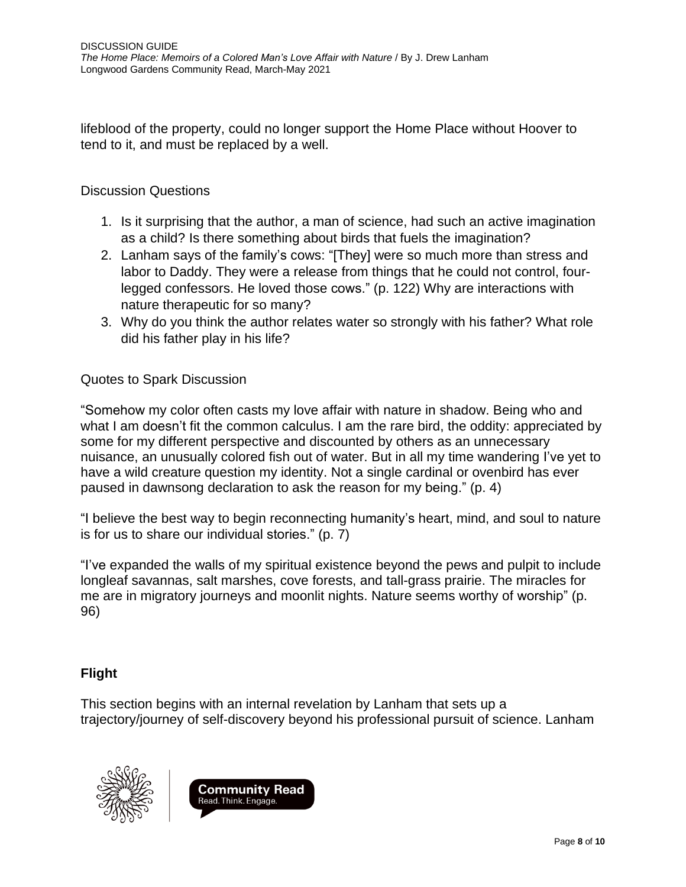lifeblood of the property, could no longer support the Home Place without Hoover to tend to it, and must be replaced by a well.

Discussion Questions

1. Is it surprising that the author, a man of science, had such an active imagination as a child? Is there something about birds that fuels the imagination?
2. Lanham says of the family's cows: "[They] were so much more than stress and labor to Daddy. They were a release from things that he could not control, four-legged confessors. He loved those cows." (p. 122) Why are interactions with nature therapeutic for so many?
3. Why do you think the author relates water so strongly with his father? What role did his father play in his life?

Quotes to Spark Discussion

"Somehow my color often casts my love affair with nature in shadow. Being who and what I am doesn't fit the common calculus. I am the rare bird, the oddity: appreciated by some for my different perspective and discounted by others as an unnecessary nuisance, an unusually colored fish out of water. But in all my time wandering I've yet to have a wild creature question my identity. Not a single cardinal or ovenbird has ever paused in dawnsong declaration to ask the reason for my being." (p. 4)

"I believe the best way to begin reconnecting humanity's heart, mind, and soul to nature is for us to share our individual stories." (p. 7)

"I've expanded the walls of my spiritual existence beyond the pews and pulpit to include longleaf savannas, salt marshes, cove forests, and tall-grass prairie. The miracles for me are in migratory journeys and moonlit nights. Nature seems worthy of worship" (p. 96)

## Flight

This section begins with an internal revelation by Lanham that sets up a trajectory/journey of self-discovery beyond his professional pursuit of science. Lanham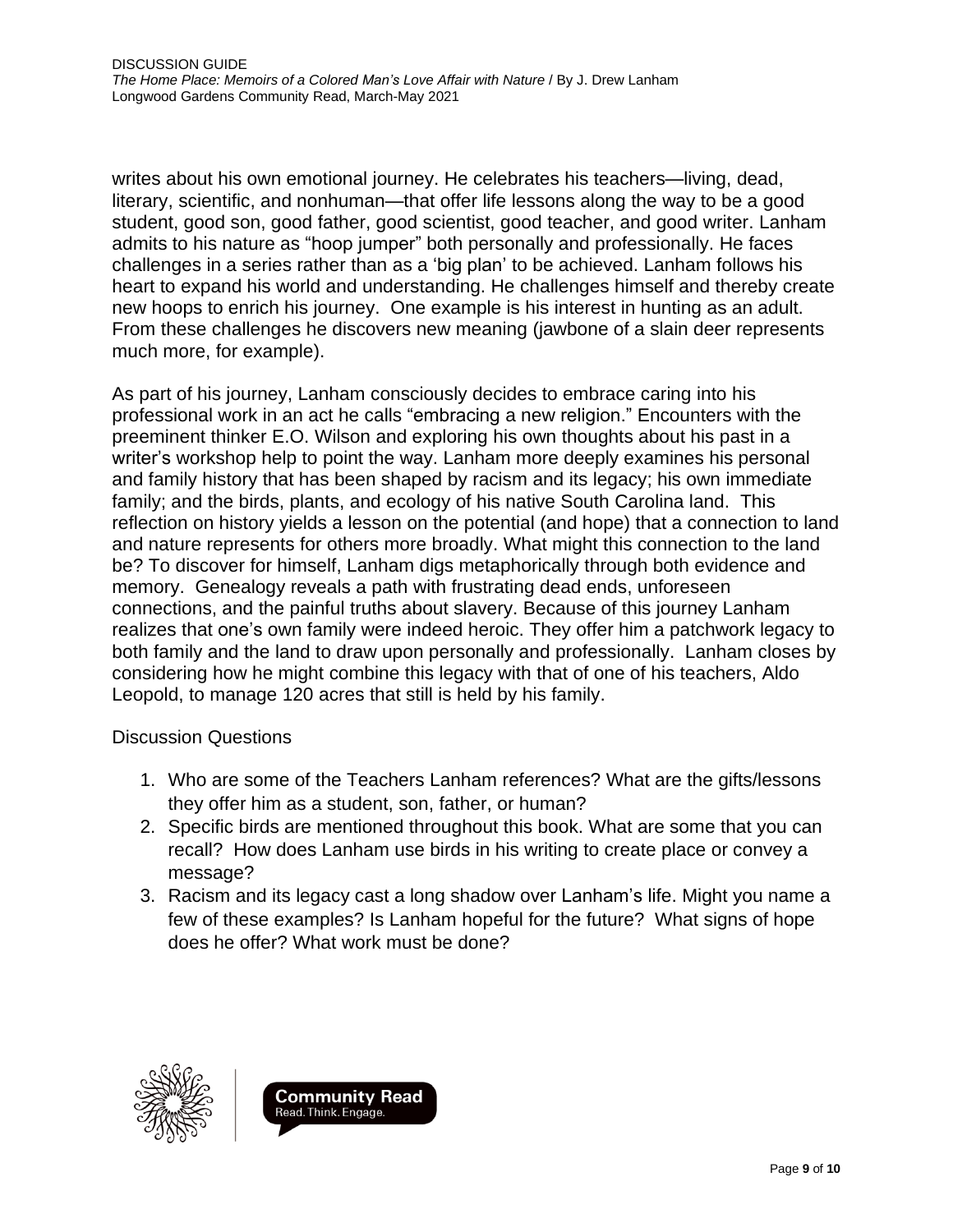writes about his own emotional journey. He celebrates his teachers—living, dead, literary, scientific, and nonhuman—that offer life lessons along the way to be a good student, good son, good father, good scientist, good teacher, and good writer. Lanham admits to his nature as "hoop jumper" both personally and professionally. He faces challenges in a series rather than as a 'big plan' to be achieved. Lanham follows his heart to expand his world and understanding. He challenges himself and thereby create new hoops to enrich his journey. One example is his interest in hunting as an adult. From these challenges he discovers new meaning (jawbone of a slain deer represents much more, for example).

As part of his journey, Lanham consciously decides to embrace caring into his professional work in an act he calls "embracing a new religion." Encounters with the preeminent thinker E.O. Wilson and exploring his own thoughts about his past in a writer's workshop help to point the way. Lanham more deeply examines his personal and family history that has been shaped by racism and its legacy; his own immediate family; and the birds, plants, and ecology of his native South Carolina land. This reflection on history yields a lesson on the potential (and hope) that a connection to land and nature represents for others more broadly. What might this connection to the land be? To discover for himself, Lanham digs metaphorically through both evidence and memory. Genealogy reveals a path with frustrating dead ends, unforeseen connections, and the painful truths about slavery. Because of this journey Lanham realizes that one's own family were indeed heroic. They offer him a patchwork legacy to both family and the land to draw upon personally and professionally. Lanham closes by considering how he might combine this legacy with that of one of his teachers, Aldo Leopold, to manage 120 acres that still is held by his family.

Discussion Questions

1. Who are some of the Teachers Lanham references? What are the gifts/lessons they offer him as a student, son, father, or human?
2. Specific birds are mentioned throughout this book. What are some that you can recall? How does Lanham use birds in his writing to create place or convey a message?
3. Racism and its legacy cast a long shadow over Lanham's life. Might you name a few of these examples? Is Lanham hopeful for the future? What signs of hope does he offer? What work must be done?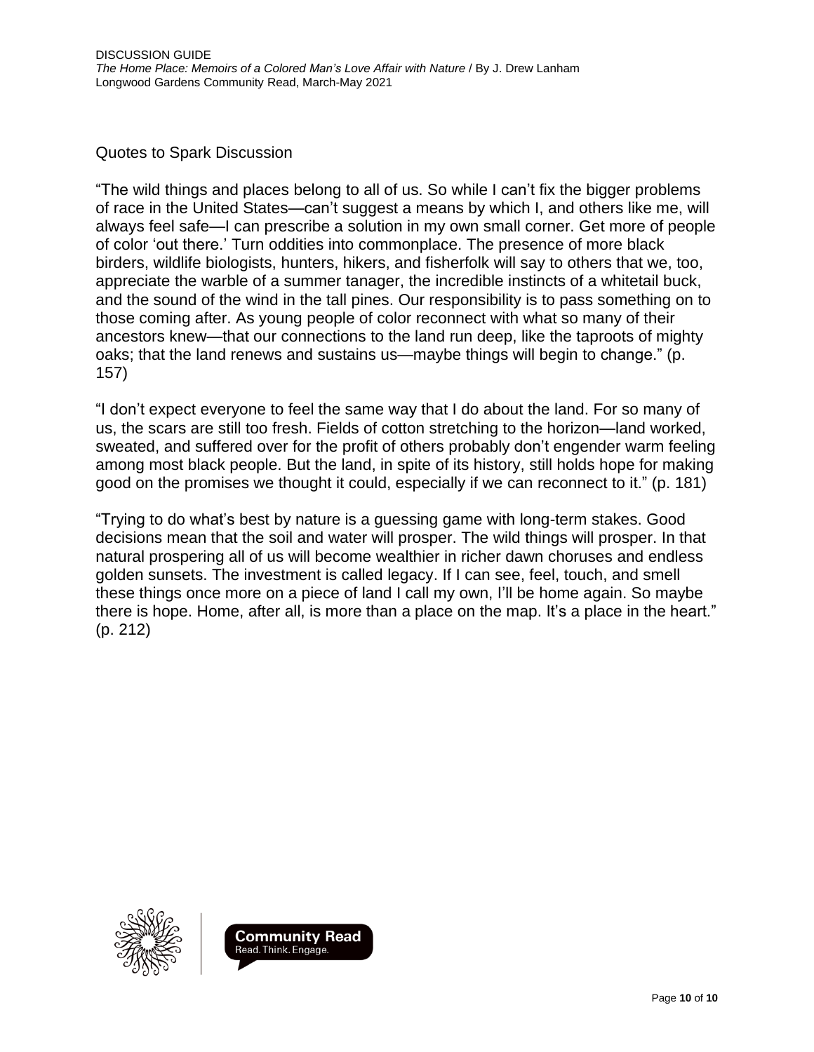## Quotes to Spark Discussion

"The wild things and places belong to all of us. So while I can't fix the bigger problems of race in the United States—can't suggest a means by which I, and others like me, will always feel safe—I can prescribe a solution in my own small corner. Get more of people of color 'out there.' Turn oddities into commonplace. The presence of more black birders, wildlife biologists, hunters, hikers, and fisherfolk will say to others that we, too, appreciate the warble of a summer tanager, the incredible instincts of a whitetail buck, and the sound of the wind in the tall pines. Our responsibility is to pass something on to those coming after. As young people of color reconnect with what so many of their ancestors knew—that our connections to the land run deep, like the taproots of mighty oaks; that the land renews and sustains us—maybe things will begin to change." (p. 157)

"I don't expect everyone to feel the same way that I do about the land. For so many of us, the scars are still too fresh. Fields of cotton stretching to the horizon—land worked, sweated, and suffered over for the profit of others probably don't engender warm feeling among most black people. But the land, in spite of its history, still holds hope for making good on the promises we thought it could, especially if we can reconnect to it." (p. 181)

"Trying to do what's best by nature is a guessing game with long-term stakes. Good decisions mean that the soil and water will prosper. The wild things will prosper. In that natural prospering all of us will become wealthier in richer dawn choruses and endless golden sunsets. The investment is called legacy. If I can see, feel, touch, and smell these things once more on a piece of land I call my own, I'll be home again. So maybe there is hope. Home, after all, is more than a place on the map. It's a place in the heart." (p. 212)

Community Read
Read. Think. Engage.